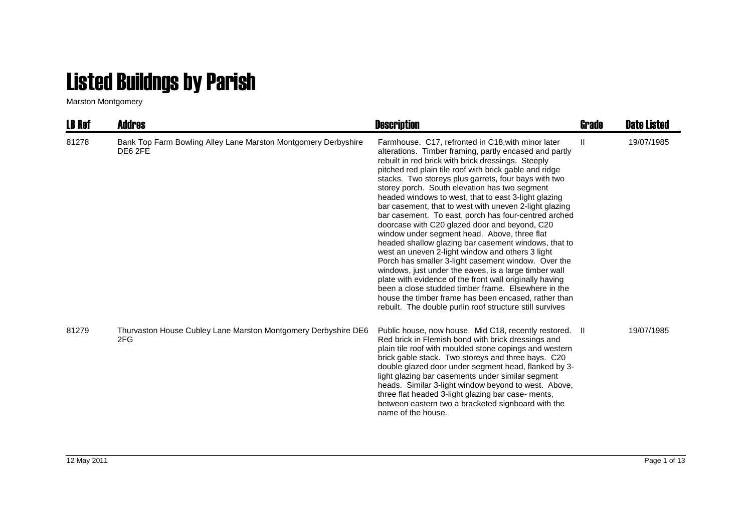# Listed Buildngs by Parish

Marston Montgomery

| LB Ref | Addres | Description | Grade | Date Listed |
|---|---|---|---|---|
| 81278 | Bank Top Farm Bowling Alley Lane Marston Montgomery Derbyshire DE6 2FE | Farmhouse. C17, refronted in C18,with minor later alterations. Timber framing, partly encased and partly rebuilt in red brick with brick dressings. Steeply pitched red plain tile roof with brick gable and ridge stacks. Two storeys plus garrets, four bays with two storey porch. South elevation has two segment headed windows to west, that to east 3-light glazing bar casement, that to west with uneven 2-light glazing bar casement. To east, porch has four-centred arched doorcase with C20 glazed door and beyond, C20 window under segment head. Above, three flat headed shallow glazing bar casement windows, that to west an uneven 2-light window and others 3 light Porch has smaller 3-light casement window. Over the windows, just under the eaves, is a large timber wall plate with evidence of the front wall originally having been a close studded timber frame. Elsewhere in the house the timber frame has been encased, rather than rebuilt. The double purlin roof structure still survives | II | 19/07/1985 |
| 81279 | Thurvaston House Cubley Lane Marston Montgomery Derbyshire DE6 2FG | Public house, now house. Mid C18, recently restored. Red brick in Flemish bond with brick dressings and plain tile roof with moulded stone copings and western brick gable stack. Two storeys and three bays. C20 double glazed door under segment head, flanked by 3-light glazing bar casements under similar segment heads. Similar 3-light window beyond to west. Above, three flat headed 3-light glazing bar case- ments, between eastern two a bracketed signboard with the name of the house. | II | 19/07/1985 |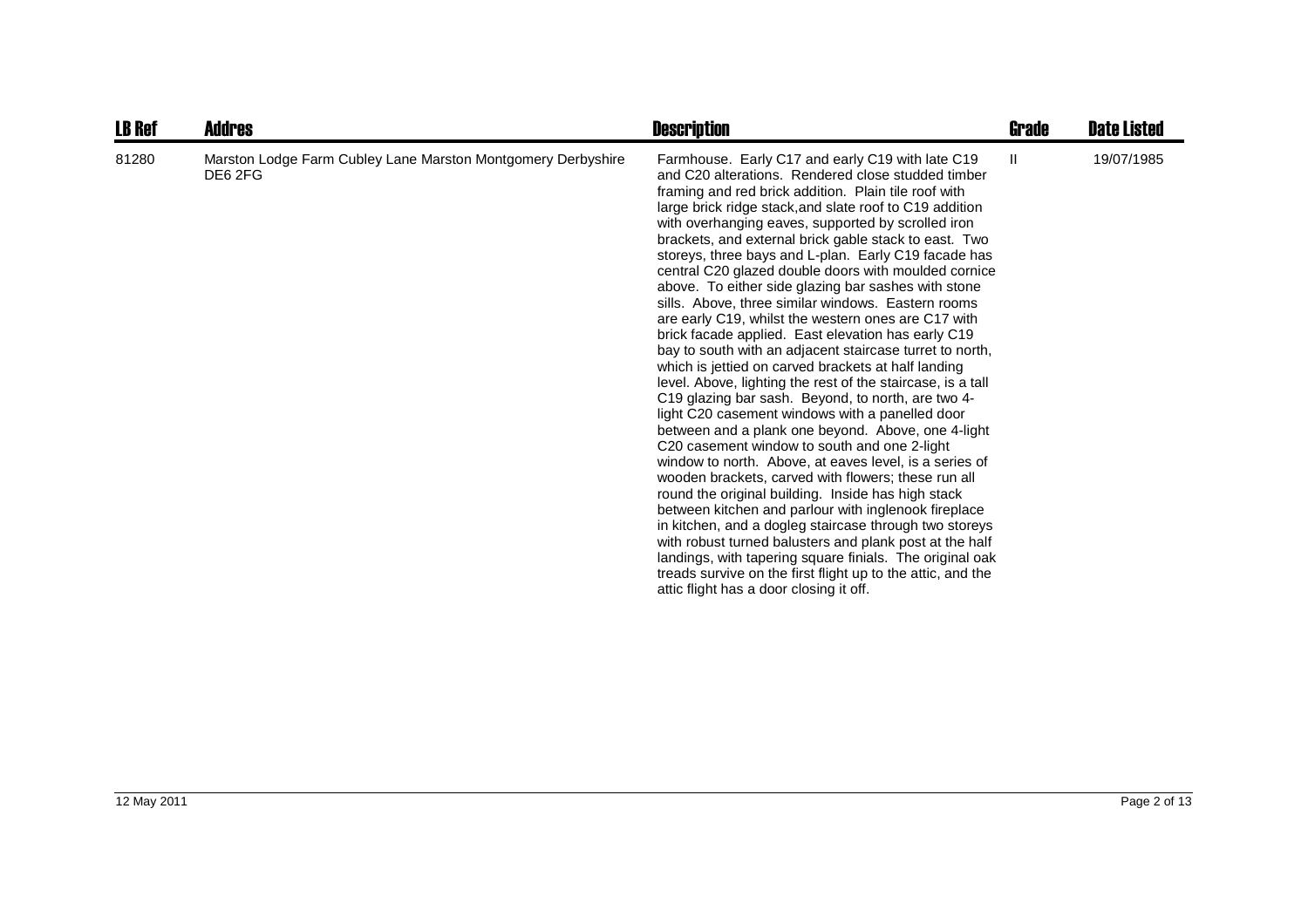| LB Ref | Addres | Description | Grade | Date Listed |
|---|---|---|---|---|
| 81280 | Marston Lodge Farm Cubley Lane Marston Montgomery Derbyshire DE6 2FG | Farmhouse. Early C17 and early C19 with late C19 and C20 alterations. Rendered close studded timber framing and red brick addition. Plain tile roof with large brick ridge stack,and slate roof to C19 addition with overhanging eaves, supported by scrolled iron brackets, and external brick gable stack to east. Two storeys, three bays and L-plan. Early C19 facade has central C20 glazed double doors with moulded cornice above. To either side glazing bar sashes with stone sills. Above, three similar windows. Eastern rooms are early C19, whilst the western ones are C17 with brick facade applied. East elevation has early C19 bay to south with an adjacent staircase turret to north, which is jettied on carved brackets at half landing level. Above, lighting the rest of the staircase, is a tall C19 glazing bar sash. Beyond, to north, are two 4-light C20 casement windows with a panelled door between and a plank one beyond. Above, one 4-light C20 casement window to south and one 2-light window to north. Above, at eaves level, is a series of wooden brackets, carved with flowers; these run all round the original building. Inside has high stack between kitchen and parlour with inglenook fireplace in kitchen, and a dogleg staircase through two storeys with robust turned balusters and plank post at the half landings, with tapering square finials. The original oak treads survive on the first flight up to the attic, and the attic flight has a door closing it off. | II | 19/07/1985 |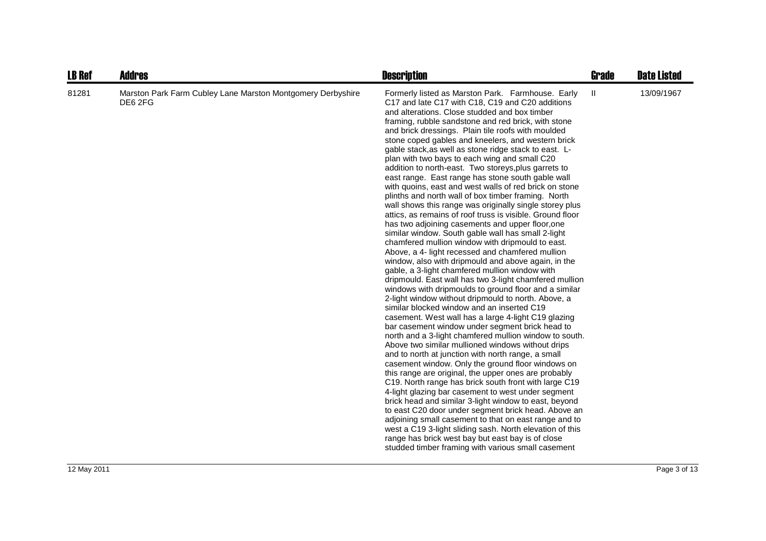| LB Ref | Addres | Description | Grade | Date Listed |
|---|---|---|---|---|
| 81281 | Marston Park Farm Cubley Lane Marston Montgomery Derbyshire DE6 2FG | Formerly listed as Marston Park. Farmhouse. Early C17 and late C17 with C18, C19 and C20 additions and alterations. Close studded and box timber framing, rubble sandstone and red brick, with stone and brick dressings. Plain tile roofs with moulded stone coped gables and kneelers, and western brick gable stack,as well as stone ridge stack to east. L-plan with two bays to each wing and small C20 addition to north-east. Two storeys,plus garrets to east range. East range has stone south gable wall with quoins, east and west walls of red brick on stone plinths and north wall of box timber framing. North wall shows this range was originally single storey plus attics, as remains of roof truss is visible. Ground floor has two adjoining casements and upper floor,one similar window. South gable wall has small 2-light chamfered mullion window with dripmould to east. Above, a 4- light recessed and chamfered mullion window, also with dripmould and above again, in the gable, a 3-light chamfered mullion window with dripmould. East wall has two 3-light chamfered mullion windows with dripmoulds to ground floor and a similar 2-light window without dripmould to north. Above, a similar blocked window and an inserted C19 casement. West wall has a large 4-light C19 glazing bar casement window under segment brick head to north and a 3-light chamfered mullion window to south. Above two similar mullioned windows without drips and to north at junction with north range, a small casement window. Only the ground floor windows on this range are original, the upper ones are probably C19. North range has brick south front with large C19 4-light glazing bar casement to west under segment brick head and similar 3-light window to east, beyond to east C20 door under segment brick head. Above an adjoining small casement to that on east range and to west a C19 3-light sliding sash. North elevation of this range has brick west bay but east bay is of close studded timber framing with various small casement | II | 13/09/1967 |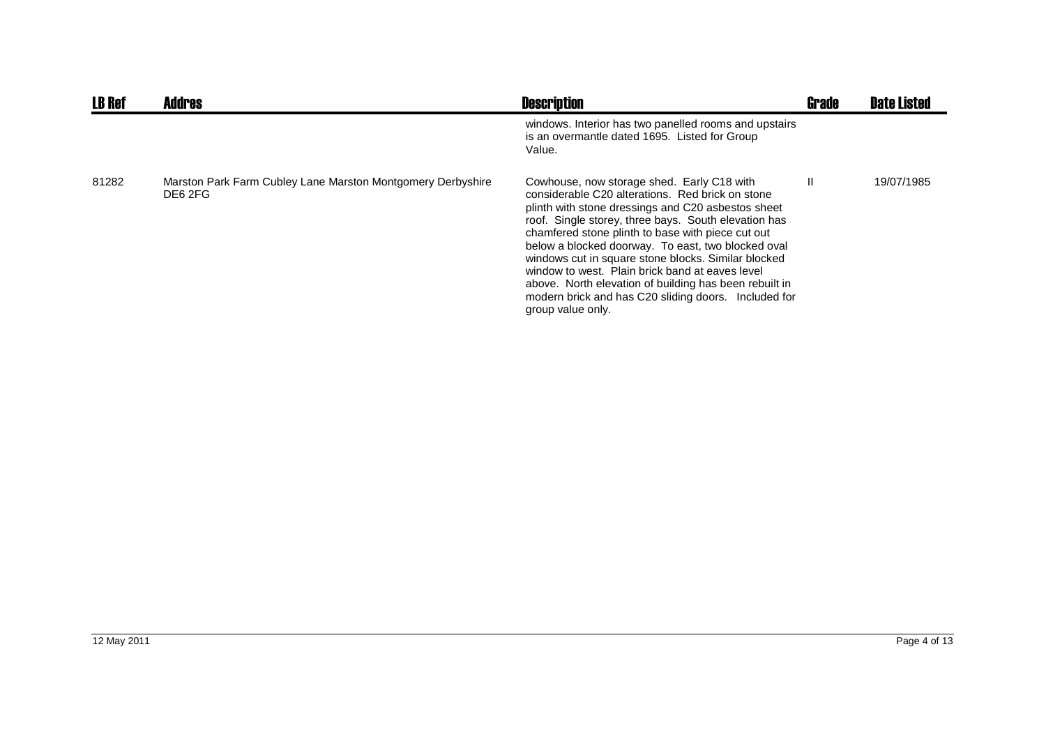| LB Ref | Addres | Description | Grade | Date Listed |
|---|---|---|---|---|
| | | windows. Interior has two panelled rooms and upstairs is an overmantle dated 1695. Listed for Group Value. | | |
| 81282 | Marston Park Farm Cubley Lane Marston Montgomery Derbyshire DE6 2FG | Cowhouse, now storage shed. Early C18 with considerable C20 alterations. Red brick on stone plinth with stone dressings and C20 asbestos sheet roof. Single storey, three bays. South elevation has chamfered stone plinth to base with piece cut out below a blocked doorway. To east, two blocked oval windows cut in square stone blocks. Similar blocked window to west. Plain brick band at eaves level above. North elevation of building has been rebuilt in modern brick and has C20 sliding doors. Included for group value only. | II | 19/07/1985 |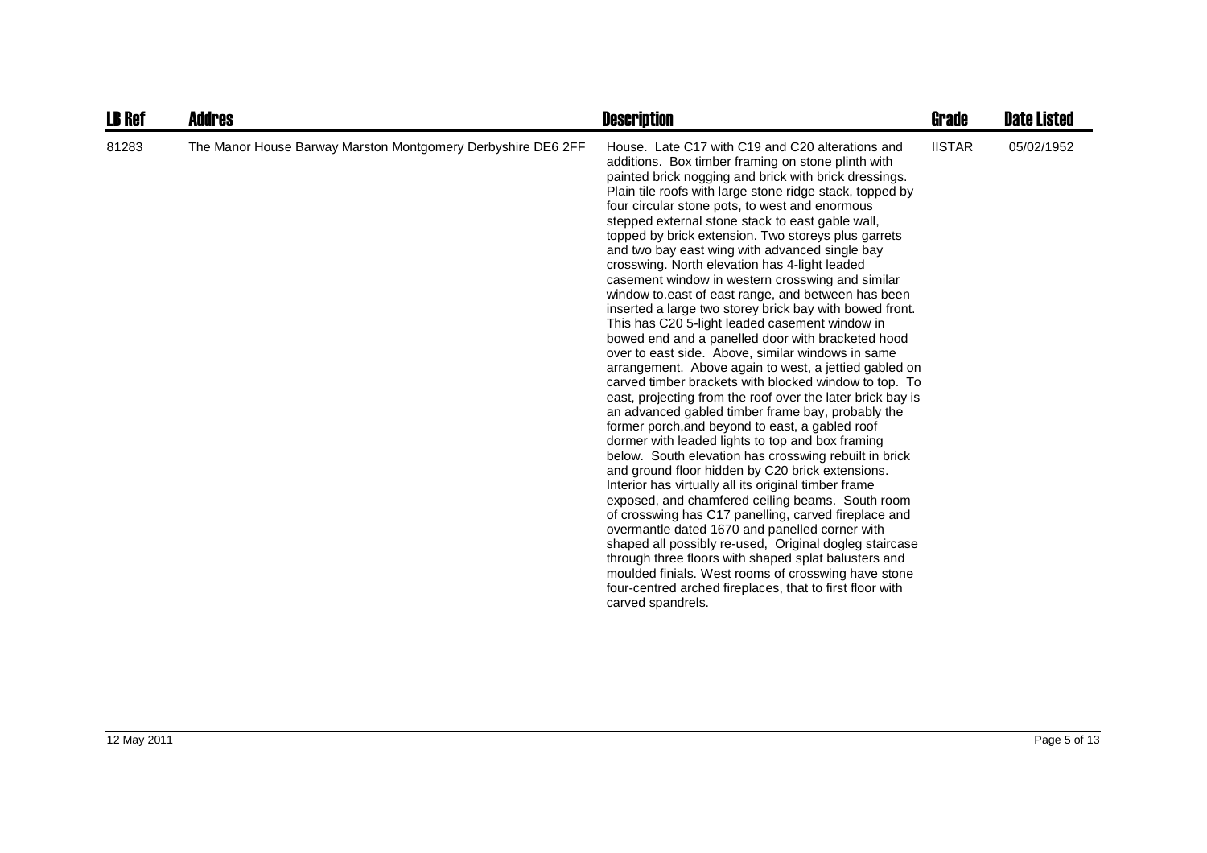| LB Ref | Addres | Description | Grade | Date Listed |
| --- | --- | --- | --- | --- |
| 81283 | The Manor House Barway Marston Montgomery Derbyshire DE6 2FF | House. Late C17 with C19 and C20 alterations and additions. Box timber framing on stone plinth with painted brick nogging and brick with brick dressings. Plain tile roofs with large stone ridge stack, topped by four circular stone pots, to west and enormous stepped external stone stack to east gable wall, topped by brick extension. Two storeys plus garrets and two bay east wing with advanced single bay crosswing. North elevation has 4-light leaded casement window in western crosswing and similar window to.east of east range, and between has been inserted a large two storey brick bay with bowed front. This has C20 5-light leaded casement window in bowed end and a panelled door with bracketed hood over to east side. Above, similar windows in same arrangement. Above again to west, a jettied gabled on carved timber brackets with blocked window to top. To east, projecting from the roof over the later brick bay is an advanced gabled timber frame bay, probably the former porch,and beyond to east, a gabled roof dormer with leaded lights to top and box framing below. South elevation has crosswing rebuilt in brick and ground floor hidden by C20 brick extensions. Interior has virtually all its original timber frame exposed, and chamfered ceiling beams. South room of crosswing has C17 panelling, carved fireplace and overmantle dated 1670 and panelled corner with shaped all possibly re-used, Original dogleg staircase through three floors with shaped splat balusters and moulded finials. West rooms of crosswing have stone four-centred arched fireplaces, that to first floor with carved spandrels. | IISTAR | 05/02/1952 |

12 May 2011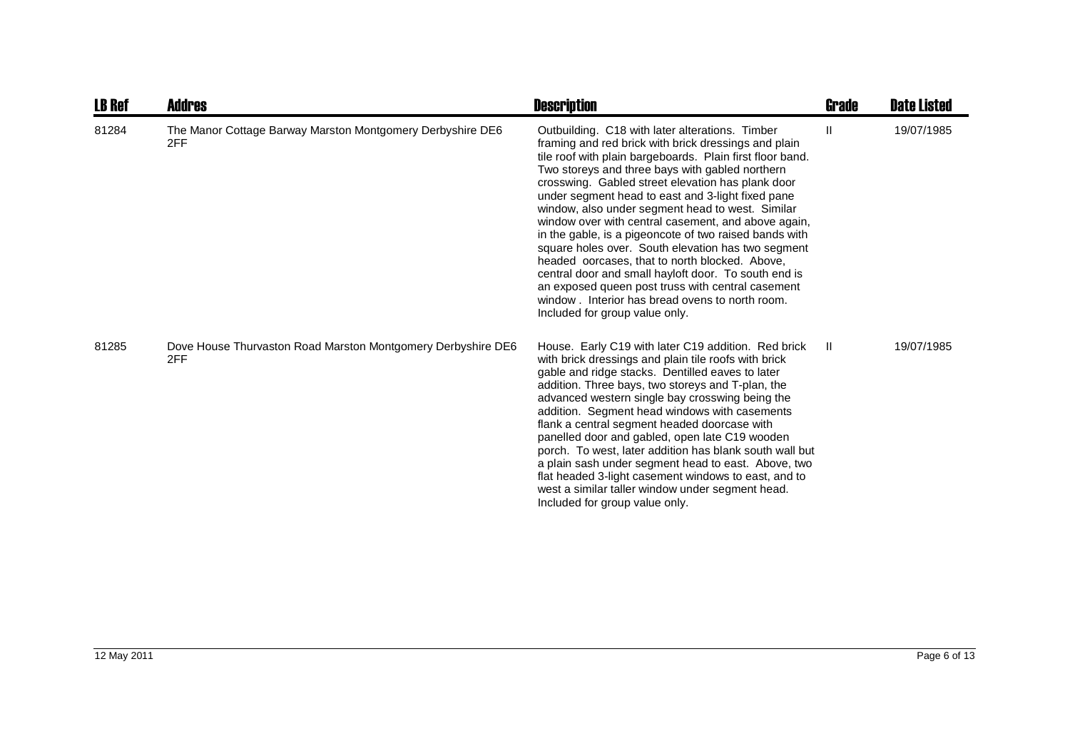| LB Ref | Addres | Description | Grade | Date Listed |
| --- | --- | --- | --- | --- |
| 81284 | The Manor Cottage Barway Marston Montgomery Derbyshire DE6 2FF | Outbuilding. C18 with later alterations. Timber framing and red brick with brick dressings and plain tile roof with plain bargeboards. Plain first floor band. Two storeys and three bays with gabled northern crosswing. Gabled street elevation has plank door under segment head to east and 3-light fixed pane window, also under segment head to west. Similar window over with central casement, and above again, in the gable, is a pigeoncote of two raised bands with square holes over. South elevation has two segment headed oorcases, that to north blocked. Above, central door and small hayloft door. To south end is an exposed queen post truss with central casement window . Interior has bread ovens to north room. Included for group value only. | II | 19/07/1985 |
| 81285 | Dove House Thurvaston Road Marston Montgomery Derbyshire DE6 2FF | House. Early C19 with later C19 addition. Red brick with brick dressings and plain tile roofs with brick gable and ridge stacks. Dentilled eaves to later addition. Three bays, two storeys and T-plan, the advanced western single bay crosswing being the addition. Segment head windows with casements flank a central segment headed doorcase with panelled door and gabled, open late C19 wooden porch. To west, later addition has blank south wall but a plain sash under segment head to east. Above, two flat headed 3-light casement windows to east, and to west a similar taller window under segment head. Included for group value only. | II | 19/07/1985 |

12 May 2011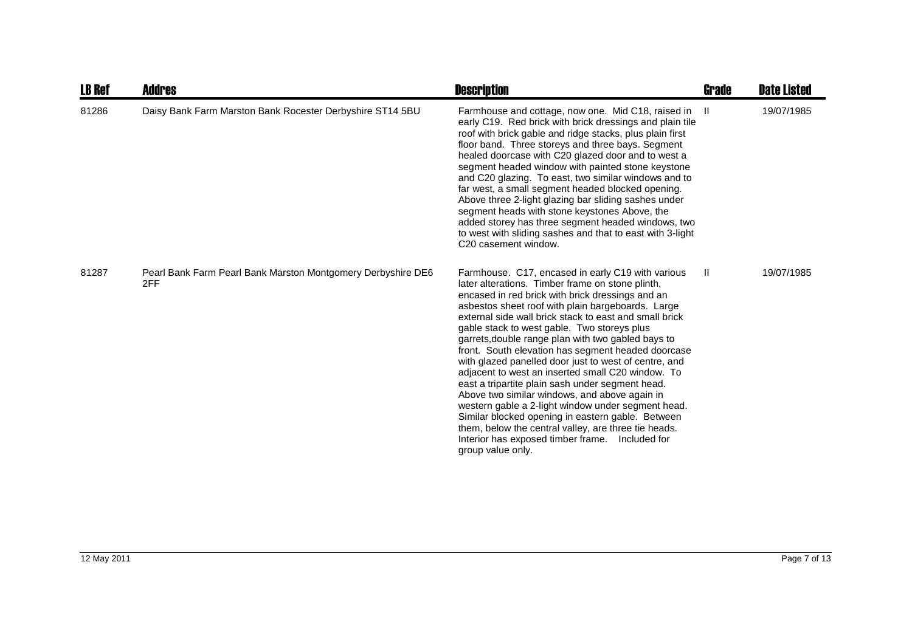| LB Ref | Addres | Description | Grade | Date Listed |
|---|---|---|---|---|
| 81286 | Daisy Bank Farm Marston Bank Rocester Derbyshire ST14 5BU | Farmhouse and cottage, now one. Mid C18, raised in early C19. Red brick with brick dressings and plain tile roof with brick gable and ridge stacks, plus plain first floor band. Three storeys and three bays. Segment healed doorcase with C20 glazed door and to west a segment headed window with painted stone keystone and C20 glazing. To east, two similar windows and to far west, a small segment headed blocked opening. Above three 2-light glazing bar sliding sashes under segment heads with stone keystones Above, the added storey has three segment headed windows, two to west with sliding sashes and that to east with 3-light C20 casement window. | II | 19/07/1985 |
| 81287 | Pearl Bank Farm Pearl Bank Marston Montgomery Derbyshire DE6 2FF | Farmhouse. C17, encased in early C19 with various later alterations. Timber frame on stone plinth, encased in red brick with brick dressings and an asbestos sheet roof with plain bargeboards. Large external side wall brick stack to east and small brick gable stack to west gable. Two storeys plus garrets,double range plan with two gabled bays to front. South elevation has segment headed doorcase with glazed panelled door just to west of centre, and adjacent to west an inserted small C20 window. To east a tripartite plain sash under segment head. Above two similar windows, and above again in western gable a 2-light window under segment head. Similar blocked opening in eastern gable. Between them, below the central valley, are three tie heads. Interior has exposed timber frame. Included for group value only. | II | 19/07/1985 |

12 May 2011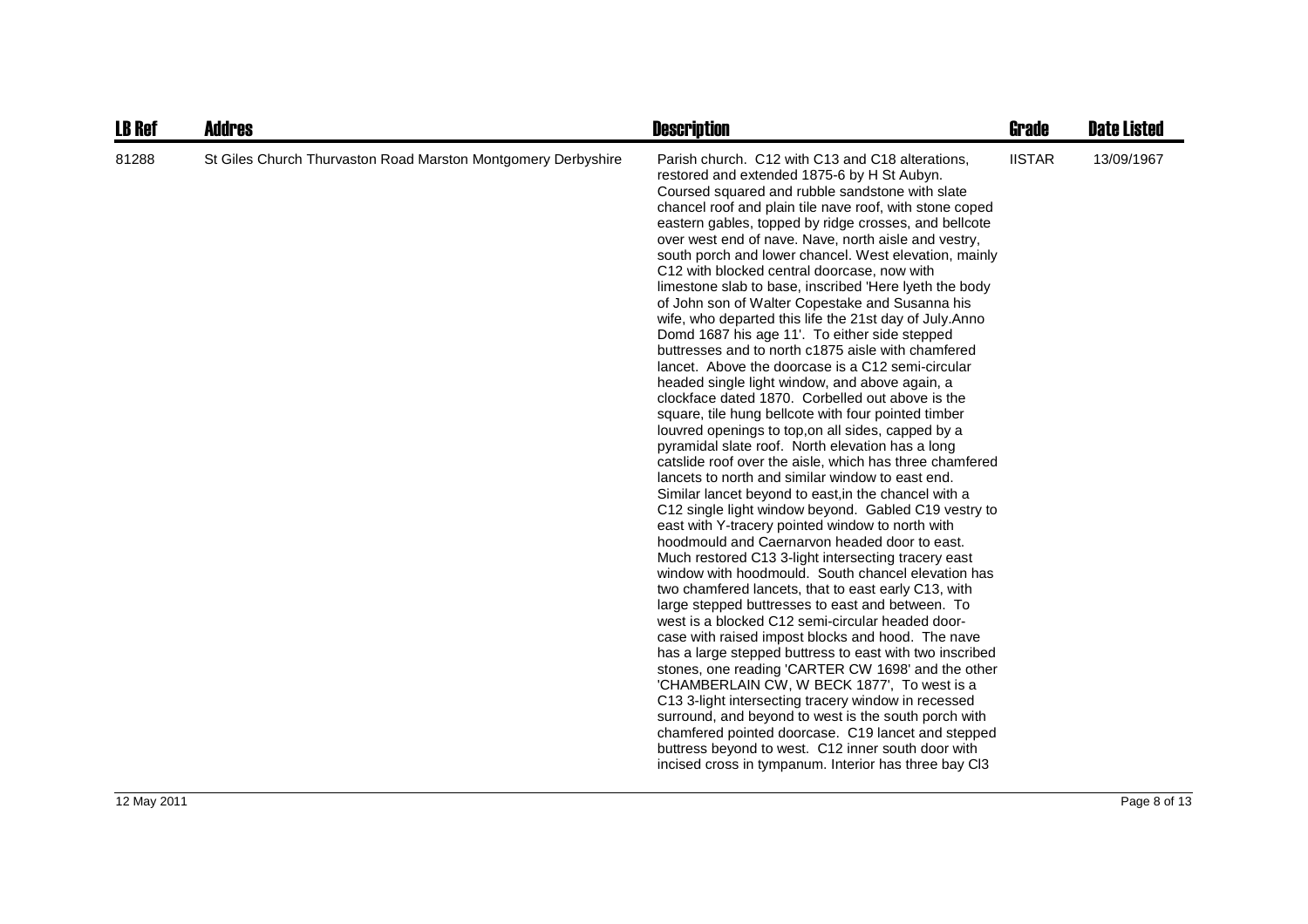| LB Ref | Addres | Description | Grade | Date Listed |
| --- | --- | --- | --- | --- |
| 81288 | St Giles Church Thurvaston Road Marston Montgomery Derbyshire | Parish church. C12 with C13 and C18 alterations, restored and extended 1875-6 by H St Aubyn. Coursed squared and rubble sandstone with slate chancel roof and plain tile nave roof, with stone coped eastern gables, topped by ridge crosses, and bellcote over west end of nave. Nave, north aisle and vestry, south porch and lower chancel. West elevation, mainly C12 with blocked central doorcase, now with limestone slab to base, inscribed 'Here lyeth the body of John son of Walter Copestake and Susanna his wife, who departed this life the 21st day of July.Anno Domd 1687 his age 11'. To either side stepped buttresses and to north c1875 aisle with chamfered lancet. Above the doorcase is a C12 semi-circular headed single light window, and above again, a clockface dated 1870. Corbelled out above is the square, tile hung bellcote with four pointed timber louvred openings to top,on all sides, capped by a pyramidal slate roof. North elevation has a long catslide roof over the aisle, which has three chamfered lancets to north and similar window to east end. Similar lancet beyond to east,in the chancel with a C12 single light window beyond. Gabled C19 vestry to east with Y-tracery pointed window to north with hoodmould and Caernarvon headed door to east. Much restored C13 3-light intersecting tracery east window with hoodmould. South chancel elevation has two chamfered lancets, that to east early C13, with large stepped buttresses to east and between. To west is a blocked C12 semi-circular headed door-case with raised impost blocks and hood. The nave has a large stepped buttress to east with two inscribed stones, one reading 'CARTER CW 1698' and the other 'CHAMBERLAIN CW, W BECK 1877', To west is a C13 3-light intersecting tracery window in recessed surround, and beyond to west is the south porch with chamfered pointed doorcase. C19 lancet and stepped buttress beyond to west. C12 inner south door with incised cross in tympanum. Interior has three bay Cl3 | IISTAR | 13/09/1967 |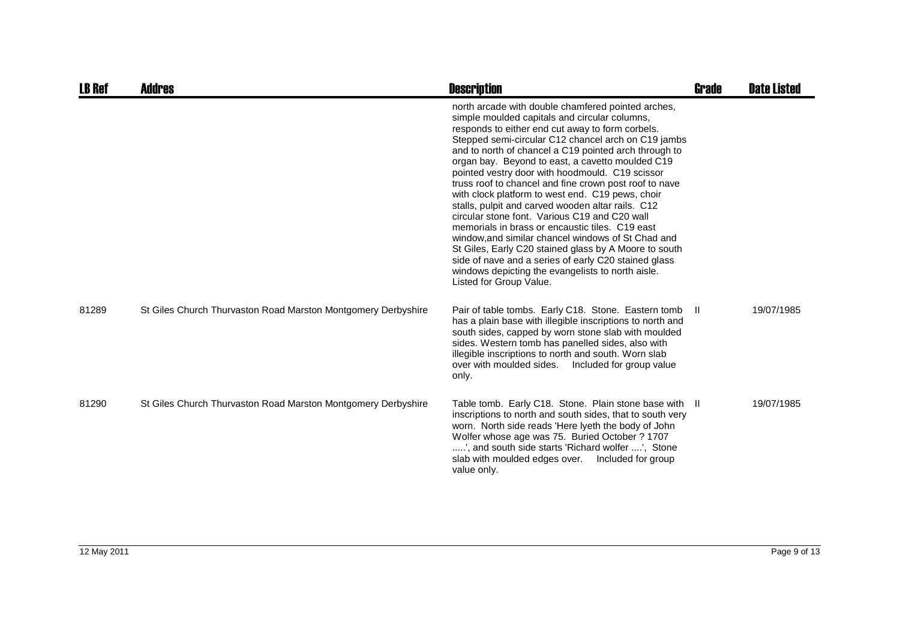| LB Ref | Addres | Description | Grade | Date Listed |
| --- | --- | --- | --- | --- |
| | | north arcade with double chamfered pointed arches, simple moulded capitals and circular columns, responds to either end cut away to form corbels. Stepped semi-circular C12 chancel arch on C19 jambs and to north of chancel a C19 pointed arch through to organ bay. Beyond to east, a cavetto moulded C19 pointed vestry door with hoodmould. C19 scissor truss roof to chancel and fine crown post roof to nave with clock platform to west end. C19 pews, choir stalls, pulpit and carved wooden altar rails. C12 circular stone font. Various C19 and C20 wall memorials in brass or encaustic tiles. C19 east window,and similar chancel windows of St Chad and St Giles, Early C20 stained glass by A Moore to south side of nave and a series of early C20 stained glass windows depicting the evangelists to north aisle. Listed for Group Value. | | |
| 81289 | St Giles Church Thurvaston Road Marston Montgomery Derbyshire | Pair of table tombs. Early C18. Stone. Eastern tomb has a plain base with illegible inscriptions to north and south sides, capped by worn stone slab with moulded sides. Western tomb has panelled sides, also with illegible inscriptions to north and south. Worn slab over with moulded sides. Included for group value only. | II | 19/07/1985 |
| 81290 | St Giles Church Thurvaston Road Marston Montgomery Derbyshire | Table tomb. Early C18. Stone. Plain stone base with inscriptions to north and south sides, that to south very worn. North side reads 'Here lyeth the body of John Wolfer whose age was 75. Buried October ? 1707 .....', and south side starts 'Richard wolfer ....', Stone slab with moulded edges over. Included for group value only. | II | 19/07/1985 |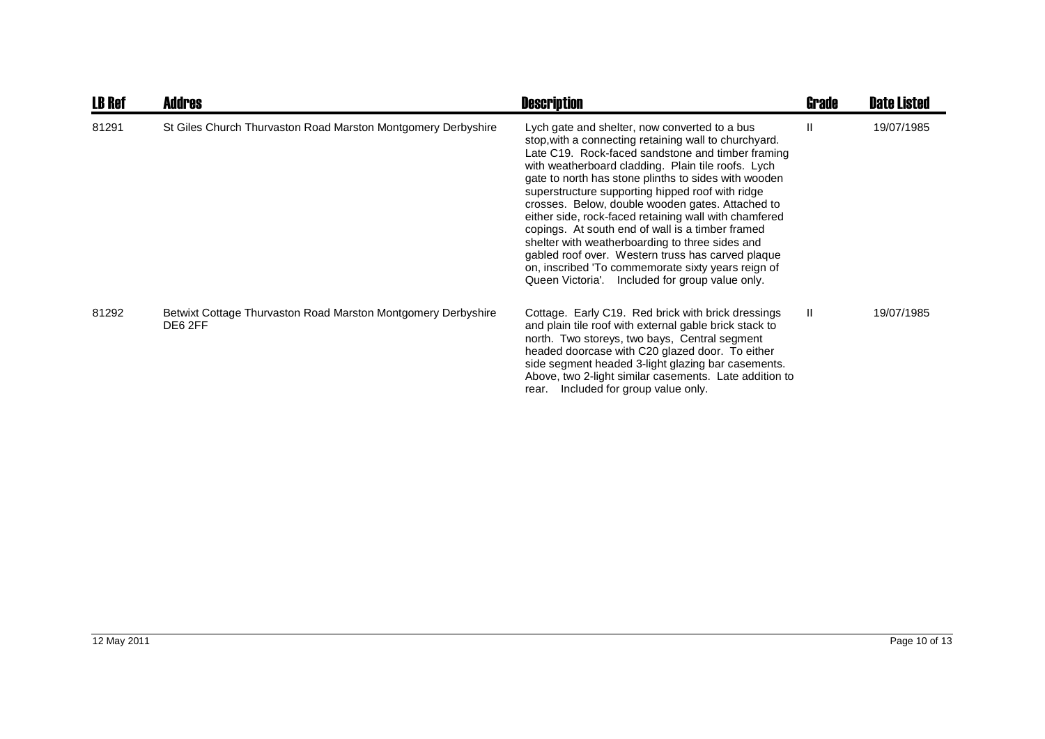| LB Ref | Addres | Description | Grade | Date Listed |
| --- | --- | --- | --- | --- |
| 81291 | St Giles Church Thurvaston Road Marston Montgomery Derbyshire | Lych gate and shelter, now converted to a bus stop,with a connecting retaining wall to churchyard. Late C19. Rock-faced sandstone and timber framing with weatherboard cladding. Plain tile roofs. Lych gate to north has stone plinths to sides with wooden superstructure supporting hipped roof with ridge crosses. Below, double wooden gates. Attached to either side, rock-faced retaining wall with chamfered copings. At south end of wall is a timber framed shelter with weatherboarding to three sides and gabled roof over. Western truss has carved plaque on, inscribed 'To commemorate sixty years reign of Queen Victoria'. Included for group value only. | II | 19/07/1985 |
| 81292 | Betwixt Cottage Thurvaston Road Marston Montgomery Derbyshire DE6 2FF | Cottage. Early C19. Red brick with brick dressings and plain tile roof with external gable brick stack to north. Two storeys, two bays, Central segment headed doorcase with C20 glazed door. To either side segment headed 3-light glazing bar casements. Above, two 2-light similar casements. Late addition to rear. Included for group value only. | II | 19/07/1985 |

12 May 2011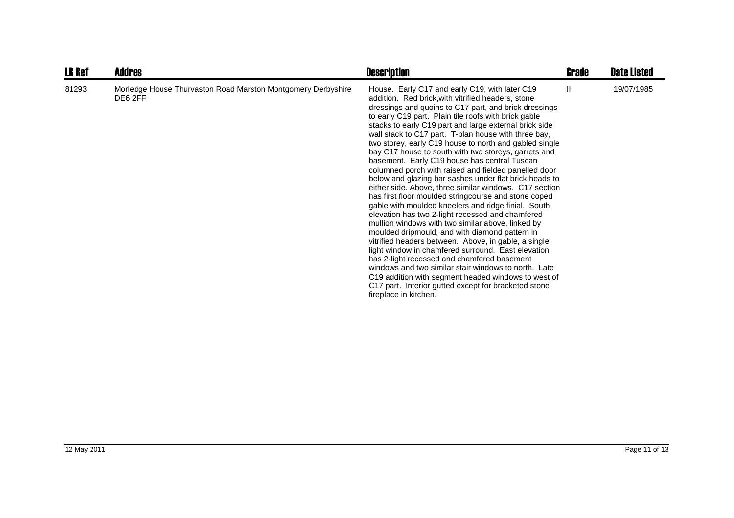| LB Ref | Addres | Description | Grade | Date Listed |
| --- | --- | --- | --- | --- |
| 81293 | Morledge House Thurvaston Road Marston Montgomery Derbyshire DE6 2FF | House. Early C17 and early C19, with later C19 addition. Red brick,with vitrified headers, stone dressings and quoins to C17 part, and brick dressings to early C19 part. Plain tile roofs with brick gable stacks to early C19 part and large external brick side wall stack to C17 part. T-plan house with three bay, two storey, early C19 house to north and gabled single bay C17 house to south with two storeys, garrets and basement. Early C19 house has central Tuscan columned porch with raised and fielded panelled door below and glazing bar sashes under flat brick heads to either side. Above, three similar windows. C17 section has first floor moulded stringcourse and stone coped gable with moulded kneelers and ridge finial. South elevation has two 2-light recessed and chamfered mullion windows with two similar above, linked by moulded dripmould, and with diamond pattern in vitrified headers between. Above, in gable, a single light window in chamfered surround, East elevation has 2-light recessed and chamfered basement windows and two similar stair windows to north. Late C19 addition with segment headed windows to west of C17 part. Interior gutted except for bracketed stone fireplace in kitchen. | II | 19/07/1985 |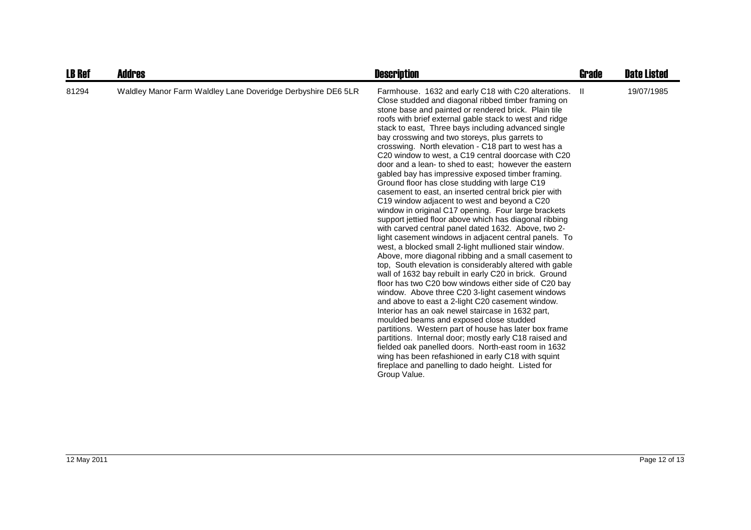| LB Ref | Addres | Description | Grade | Date Listed |
|---|---|---|---|---|
| 81294 | Waldley Manor Farm Waldley Lane Doveridge Derbyshire DE6 5LR | Farmhouse. 1632 and early C18 with C20 alterations. Close studded and diagonal ribbed timber framing on stone base and painted or rendered brick. Plain tile roofs with brief external gable stack to west and ridge stack to east, Three bays including advanced single bay crosswing and two storeys, plus garrets to crosswing. North elevation - C18 part to west has a C20 window to west, a C19 central doorcase with C20 door and a lean- to shed to east; however the eastern gabled bay has impressive exposed timber framing. Ground floor has close studding with large C19 casement to east, an inserted central brick pier with C19 window adjacent to west and beyond a C20 window in original C17 opening. Four large brackets support jettied floor above which has diagonal ribbing with carved central panel dated 1632. Above, two 2-light casement windows in adjacent central panels. To west, a blocked small 2-light mullioned stair window. Above, more diagonal ribbing and a small casement to top, South elevation is considerably altered with gable wall of 1632 bay rebuilt in early C20 in brick. Ground floor has two C20 bow windows either side of C20 bay window. Above three C20 3-light casement windows and above to east a 2-light C20 casement window. Interior has an oak newel staircase in 1632 part, moulded beams and exposed close studded partitions. Western part of house has later box frame partitions. Internal door; mostly early C18 raised and fielded oak panelled doors. North-east room in 1632 wing has been refashioned in early C18 with squint fireplace and panelling to dado height. Listed for Group Value. | II | 19/07/1985 |

12 May 2011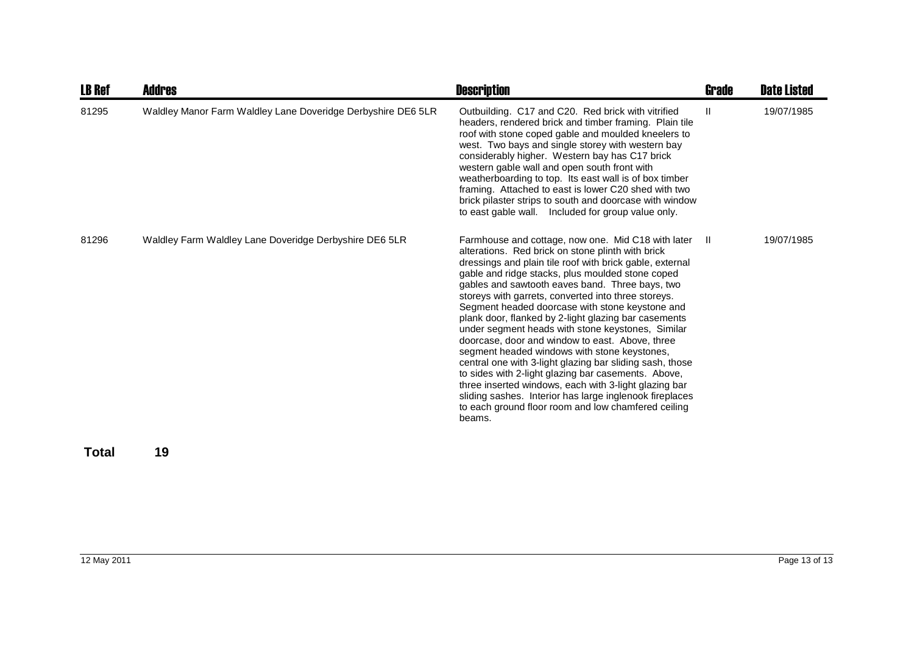| LB Ref | Addres | Description | Grade | Date Listed |
| --- | --- | --- | --- | --- |
| 81295 | Waldley Manor Farm Waldley Lane Doveridge Derbyshire DE6 5LR | Outbuilding. C17 and C20. Red brick with vitrified headers, rendered brick and timber framing. Plain tile roof with stone coped gable and moulded kneelers to west. Two bays and single storey with western bay considerably higher. Western bay has C17 brick western gable wall and open south front with weatherboarding to top. Its east wall is of box timber framing. Attached to east is lower C20 shed with two brick pilaster strips to south and doorcase with window to east gable wall. Included for group value only. | II | 19/07/1985 |
| 81296 | Waldley Farm Waldley Lane Doveridge Derbyshire DE6 5LR | Farmhouse and cottage, now one. Mid C18 with later alterations. Red brick on stone plinth with brick dressings and plain tile roof with brick gable, external gable and ridge stacks, plus moulded stone coped gables and sawtooth eaves band. Three bays, two storeys with garrets, converted into three storeys. Segment headed doorcase with stone keystone and plank door, flanked by 2-light glazing bar casements under segment heads with stone keystones, Similar doorcase, door and window to east. Above, three segment headed windows with stone keystones, central one with 3-light glazing bar sliding sash, those to sides with 2-light glazing bar casements. Above, three inserted windows, each with 3-light glazing bar sliding sashes. Interior has large inglenook fireplaces to each ground floor room and low chamfered ceiling beams. | II | 19/07/1985 |

**Total 19**

12 May 2011